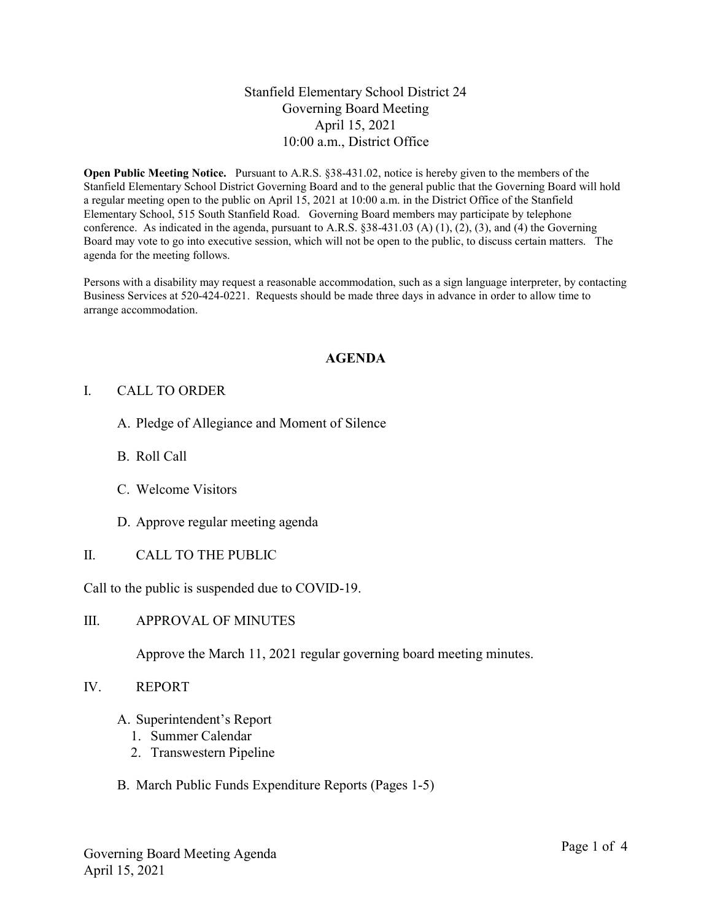# Stanfield Elementary School District 24
## Governing Board Meeting
## April 15, 2021
## 10:00 a.m., District Office

**Open Public Meeting Notice.** Pursuant to A.R.S. §38-431.02, notice is hereby given to the members of the Stanfield Elementary School District Governing Board and to the general public that the Governing Board will hold a regular meeting open to the public on April 15, 2021 at 10:00 a.m. in the District Office of the Stanfield Elementary School, 515 South Stanfield Road. Governing Board members may participate by telephone conference. As indicated in the agenda, pursuant to A.R.S. §38-431.03 (A) (1), (2), (3), and (4) the Governing Board may vote to go into executive session, which will not be open to the public, to discuss certain matters. The agenda for the meeting follows.

Persons with a disability may request a reasonable accommodation, such as a sign language interpreter, by contacting Business Services at 520-424-0221. Requests should be made three days in advance in order to allow time to arrange accommodation.

## AGENDA

I. CALL TO ORDER

- A. Pledge of Allegiance and Moment of Silence
- B. Roll Call
- C. Welcome Visitors
- D. Approve regular meeting agenda

II. CALL TO THE PUBLIC

Call to the public is suspended due to COVID-19.

III. APPROVAL OF MINUTES

Approve the March 11, 2021 regular governing board meeting minutes.

IV. REPORT

- A. Superintendent's Report
  1. Summer Calendar
  2. Transwestern Pipeline
- B. March Public Funds Expenditure Reports (Pages 1-5)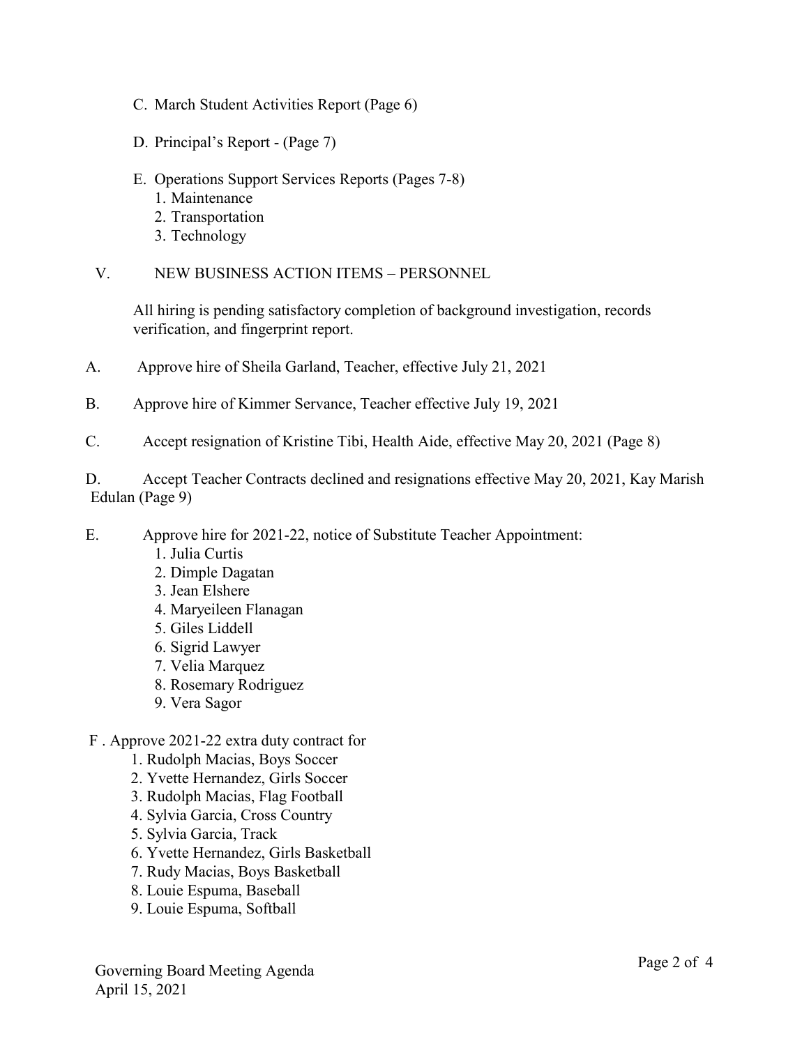C. March Student Activities Report (Page 6)

D. Principal's Report - (Page 7)

E. Operations Support Services Reports (Pages 7-8)
   1. Maintenance
   2. Transportation
   3. Technology

V. NEW BUSINESS ACTION ITEMS – PERSONNEL

All hiring is pending satisfactory completion of background investigation, records verification, and fingerprint report.

A. Approve hire of Sheila Garland, Teacher, effective July 21, 2021

B. Approve hire of Kimmer Servance, Teacher effective July 19, 2021

C. Accept resignation of Kristine Tibi, Health Aide, effective May 20, 2021 (Page 8)

D. Accept Teacher Contracts declined and resignations effective May 20, 2021, Kay Marish Edulan (Page 9)

E. Approve hire for 2021-22, notice of Substitute Teacher Appointment:
   1. Julia Curtis
   2. Dimple Dagatan
   3. Jean Elshere
   4. Maryeileen Flanagan
   5. Giles Liddell
   6. Sigrid Lawyer
   7. Velia Marquez
   8. Rosemary Rodriguez
   9. Vera Sagor

F . Approve 2021-22 extra duty contract for
   1. Rudolph Macias, Boys Soccer
   2. Yvette Hernandez, Girls Soccer
   3. Rudolph Macias, Flag Football
   4. Sylvia Garcia, Cross Country
   5. Sylvia Garcia, Track
   6. Yvette Hernandez, Girls Basketball
   7. Rudy Macias, Boys Basketball
   8. Louie Espuma, Baseball
   9. Louie Espuma, Softball

Governing Board Meeting Agenda
April 15, 2021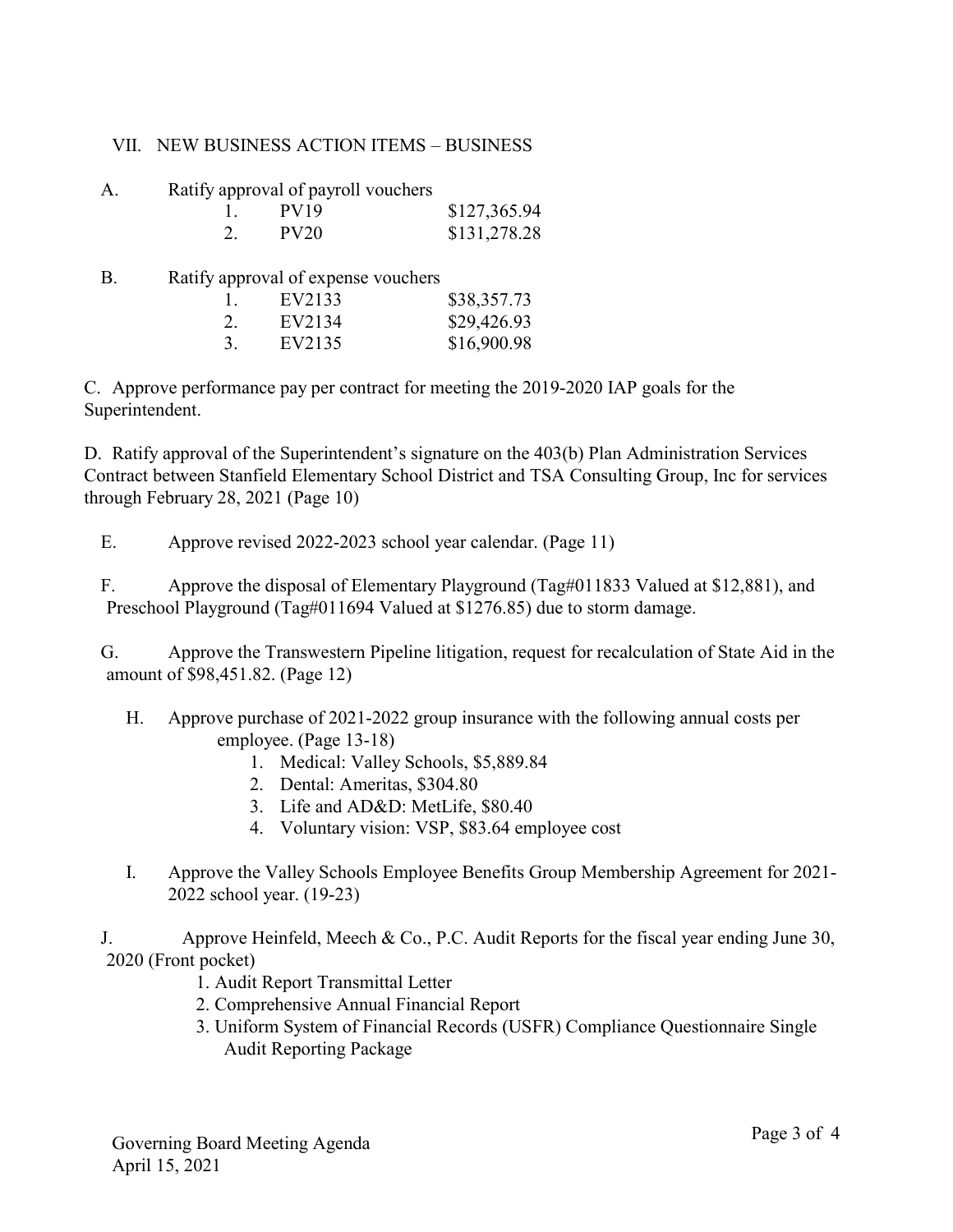## VII. NEW BUSINESS ACTION ITEMS – BUSINESS

A. Ratify approval of payroll vouchers

| | | |
|---|---|---|
| 1. | PV19 | $127,365.94 |
| 2. | PV20 | $131,278.28 |

B. Ratify approval of expense vouchers

| | | |
|---|---|---|
| 1. | EV2133 | $38,357.73 |
| 2. | EV2134 | $29,426.93 |
| 3. | EV2135 | $16,900.98 |

C. Approve performance pay per contract for meeting the 2019-2020 IAP goals for the Superintendent.

D. Ratify approval of the Superintendent's signature on the 403(b) Plan Administration Services Contract between Stanfield Elementary School District and TSA Consulting Group, Inc for services through February 28, 2021 (Page 10)

E. Approve revised 2022-2023 school year calendar. (Page 11)

F. Approve the disposal of Elementary Playground (Tag#011833 Valued at $12,881), and Preschool Playground (Tag#011694 Valued at $1276.85) due to storm damage.

G. Approve the Transwestern Pipeline litigation, request for recalculation of State Aid in the amount of $98,451.82. (Page 12)

H. Approve purchase of 2021-2022 group insurance with the following annual costs per employee. (Page 13-18)

1. Medical: Valley Schools, $5,889.84
2. Dental: Ameritas, $304.80
3. Life and AD&D: MetLife, $80.40
4. Voluntary vision: VSP, $83.64 employee cost

I. Approve the Valley Schools Employee Benefits Group Membership Agreement for 2021-2022 school year. (19-23)

J. Approve Heinfeld, Meech & Co., P.C. Audit Reports for the fiscal year ending June 30, 2020 (Front pocket)

1. Audit Report Transmittal Letter
2. Comprehensive Annual Financial Report
3. Uniform System of Financial Records (USFR) Compliance Questionnaire Single Audit Reporting Package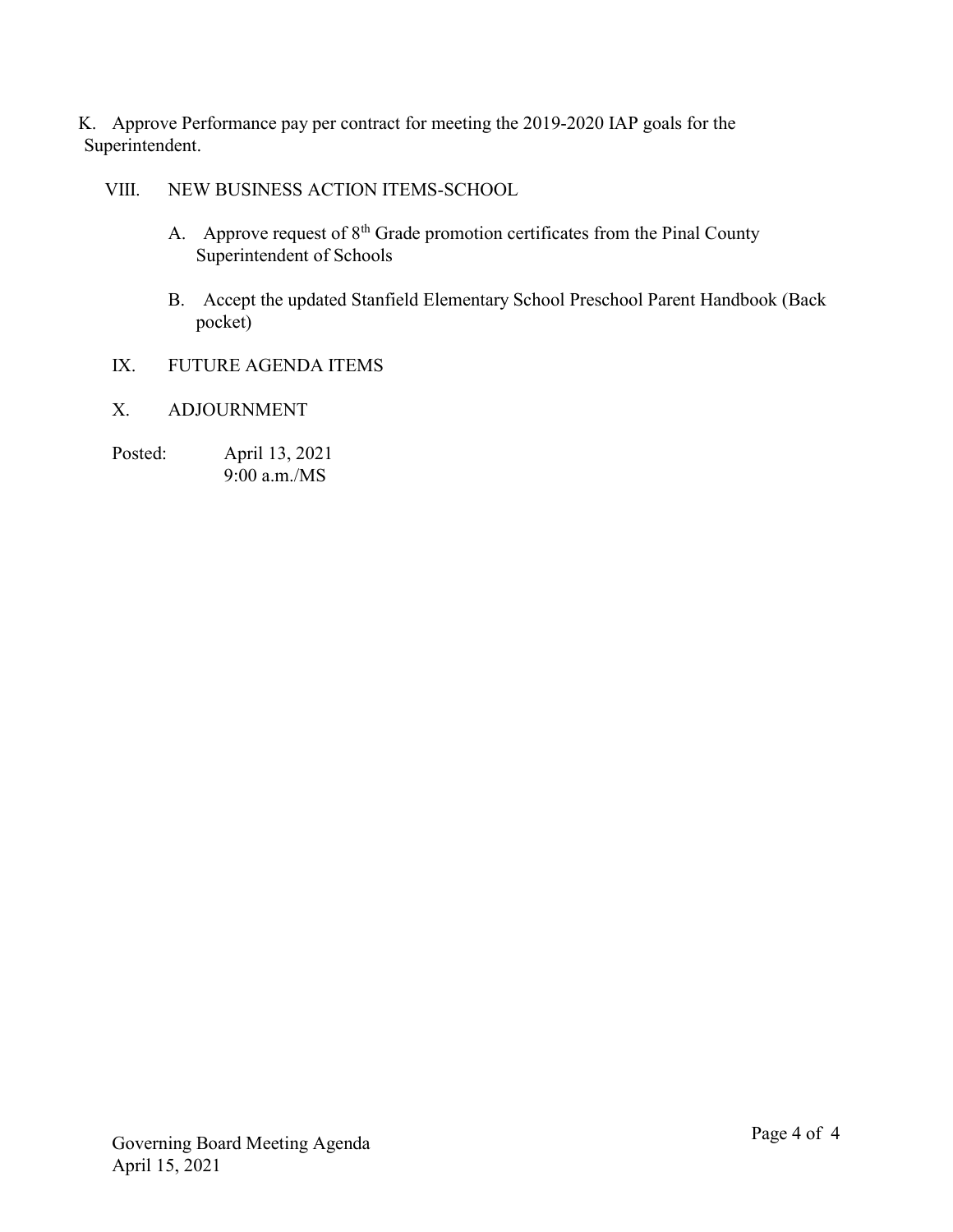K. Approve Performance pay per contract for meeting the 2019-2020 IAP goals for the Superintendent.

VIII. NEW BUSINESS ACTION ITEMS-SCHOOL

A. Approve request of 8th Grade promotion certificates from the Pinal County Superintendent of Schools

B. Accept the updated Stanfield Elementary School Preschool Parent Handbook (Back pocket)

IX. FUTURE AGENDA ITEMS

X. ADJOURNMENT

Posted: April 13, 2021
9:00 a.m./MS